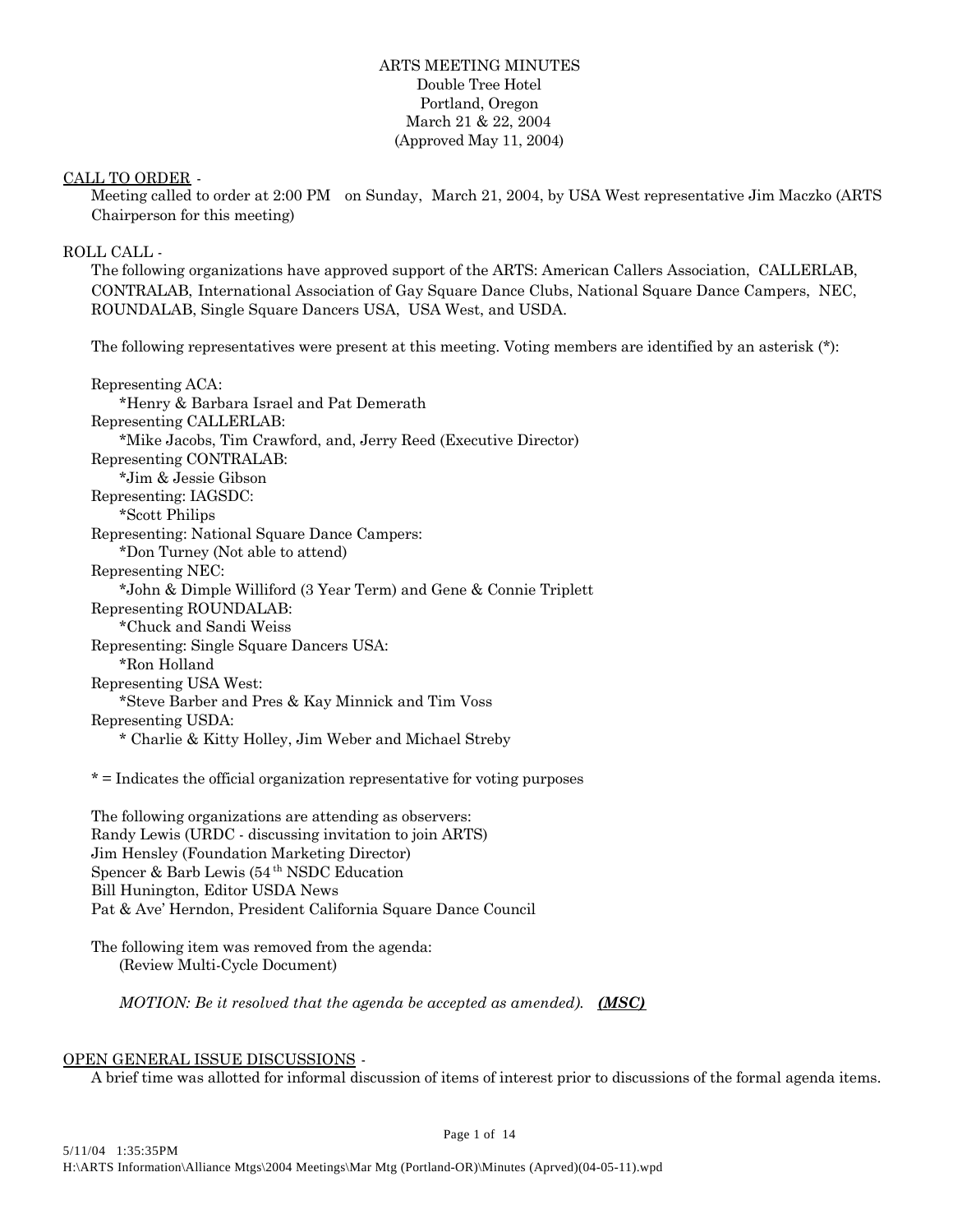# ARTS MEETING MINUTES

Double Tree Hotel
Portland, Oregon
March 21 & 22, 2004
(Approved May 11, 2004)

<u>CALL TO ORDER</u> -

Meeting called to order at 2:00 PM on Sunday, March 21, 2004, by USA West representative Jim Maczko (ARTS Chairperson for this meeting)

ROLL CALL -

The following organizations have approved support of the ARTS: American Callers Association, CALLERLAB, CONTRALAB, International Association of Gay Square Dance Clubs, National Square Dance Campers, NEC, ROUNDALAB, Single Square Dancers USA, USA West, and USDA.

The following representatives were present at this meeting. Voting members are identified by an asterisk (*):

Representing ACA:
*Henry & Barbara Israel and Pat Demerath
Representing CALLERLAB:
*Mike Jacobs, Tim Crawford, and, Jerry Reed (Executive Director)
Representing CONTRALAB:
*Jim & Jessie Gibson
Representing: IAGSDC:
*Scott Philips
Representing: National Square Dance Campers:
*Don Turney (Not able to attend)
Representing NEC:
*John & Dimple Williford (3 Year Term) and Gene & Connie Triplett
Representing ROUNDALAB:
*Chuck and Sandi Weiss
Representing: Single Square Dancers USA:
*Ron Holland
Representing USA West:
*Steve Barber and Pres & Kay Minnick and Tim Voss
Representing USDA:
* Charlie & Kitty Holley, Jim Weber and Michael Streby

* = Indicates the official organization representative for voting purposes

The following organizations are attending as observers:
Randy Lewis (URDC - discussing invitation to join ARTS)
Jim Hensley (Foundation Marketing Director)
Spencer & Barb Lewis (54th NSDC Education
Bill Hunington, Editor USDA News
Pat & Ave' Herndon, President California Square Dance Council

The following item was removed from the agenda:
(Review Multi-Cycle Document)

*MOTION: Be it resolved that the agenda be accepted as amended).* ***<u>(MSC)</u>***

<u>OPEN GENERAL ISSUE DISCUSSIONS</u> -

A brief time was allotted for informal discussion of items of interest prior to discussions of the formal agenda items.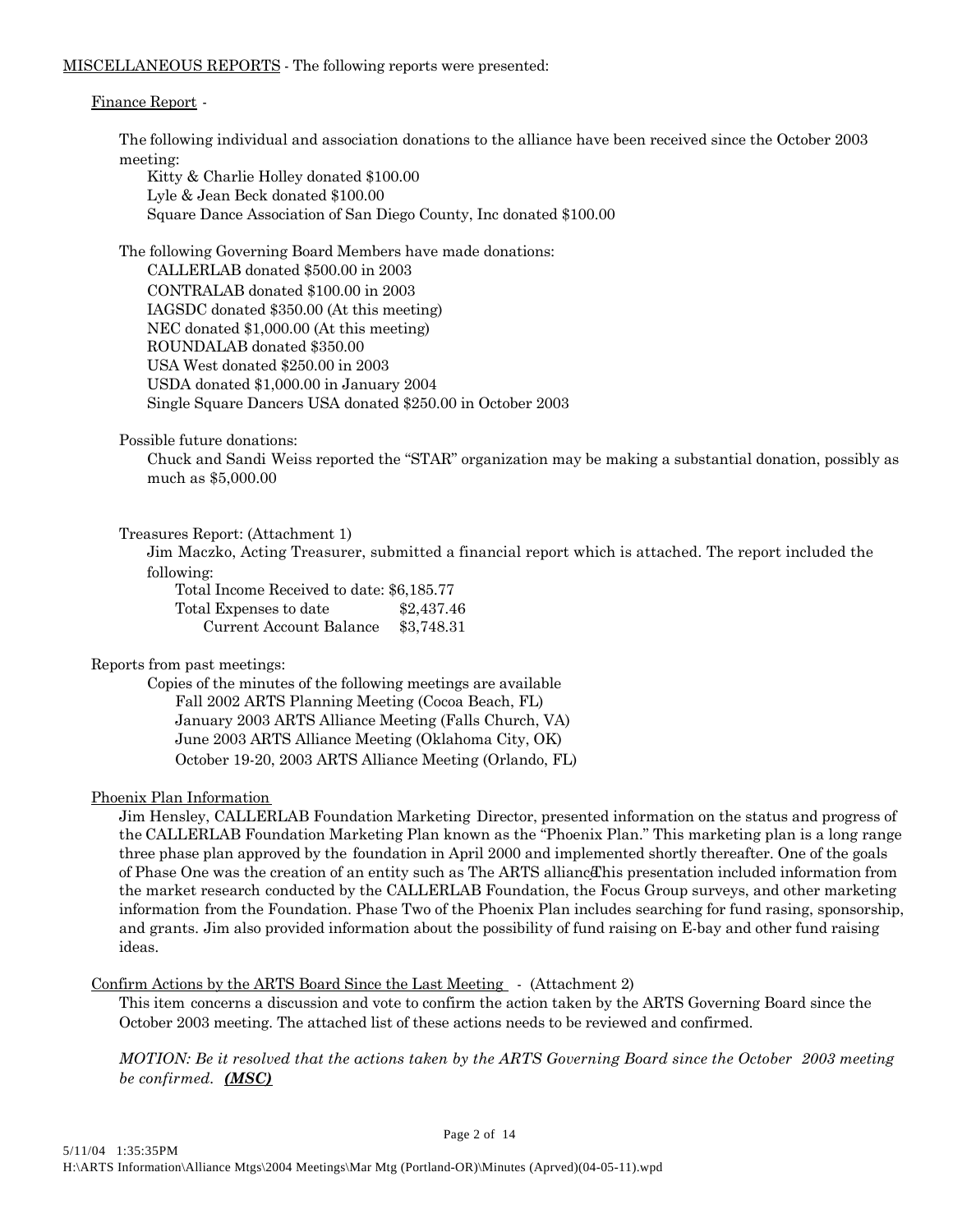MISCELLANEOUS REPORTS - The following reports were presented:

Finance Report -

The following individual and association donations to the alliance have been received since the October 2003 meeting:

- Kitty & Charlie Holley donated $100.00
- Lyle & Jean Beck donated $100.00
- Square Dance Association of San Diego County, Inc donated $100.00

The following Governing Board Members have made donations:

- CALLERLAB donated $500.00 in 2003
- CONTRALAB donated $100.00 in 2003
- IAGSDC donated $350.00 (At this meeting)
- NEC donated $1,000.00 (At this meeting)
- ROUNDALAB donated $350.00
- USA West donated $250.00 in 2003
- USDA donated $1,000.00 in January 2004
- Single Square Dancers USA donated $250.00 in October 2003

Possible future donations:

Chuck and Sandi Weiss reported the "STAR" organization may be making a substantial donation, possibly as much as $5,000.00

Treasures Report: (Attachment 1)

Jim Maczko, Acting Treasurer, submitted a financial report which is attached. The report included the following:

| | |
|---|---|
| Total Income Received to date: | $6,185.77 |
| Total Expenses to date | $2,437.46 |
| Current Account Balance | $3,748.31 |

Reports from past meetings:

Copies of the minutes of the following meetings are available

- Fall 2002 ARTS Planning Meeting (Cocoa Beach, FL)
- January 2003 ARTS Alliance Meeting (Falls Church, VA)
- June 2003 ARTS Alliance Meeting (Oklahoma City, OK)
- October 19-20, 2003 ARTS Alliance Meeting (Orlando, FL)

Phoenix Plan Information

Jim Hensley, CALLERLAB Foundation Marketing Director, presented information on the status and progress of the CALLERLAB Foundation Marketing Plan known as the "Phoenix Plan." This marketing plan is a long range three phase plan approved by the foundation in April 2000 and implemented shortly thereafter. One of the goals of Phase One was the creation of an entity such as The ARTS alliance. This presentation included information from the market research conducted by the CALLERLAB Foundation, the Focus Group surveys, and other marketing information from the Foundation. Phase Two of the Phoenix Plan includes searching for fund rasing, sponsorship, and grants. Jim also provided information about the possibility of fund raising on E-bay and other fund raising ideas.

Confirm Actions by the ARTS Board Since the Last Meeting - (Attachment 2)

This item concerns a discussion and vote to confirm the action taken by the ARTS Governing Board since the October 2003 meeting. The attached list of these actions needs to be reviewed and confirmed.

*MOTION: Be it resolved that the actions taken by the ARTS Governing Board since the October 2003 meeting be confirmed.* ***(MSC)***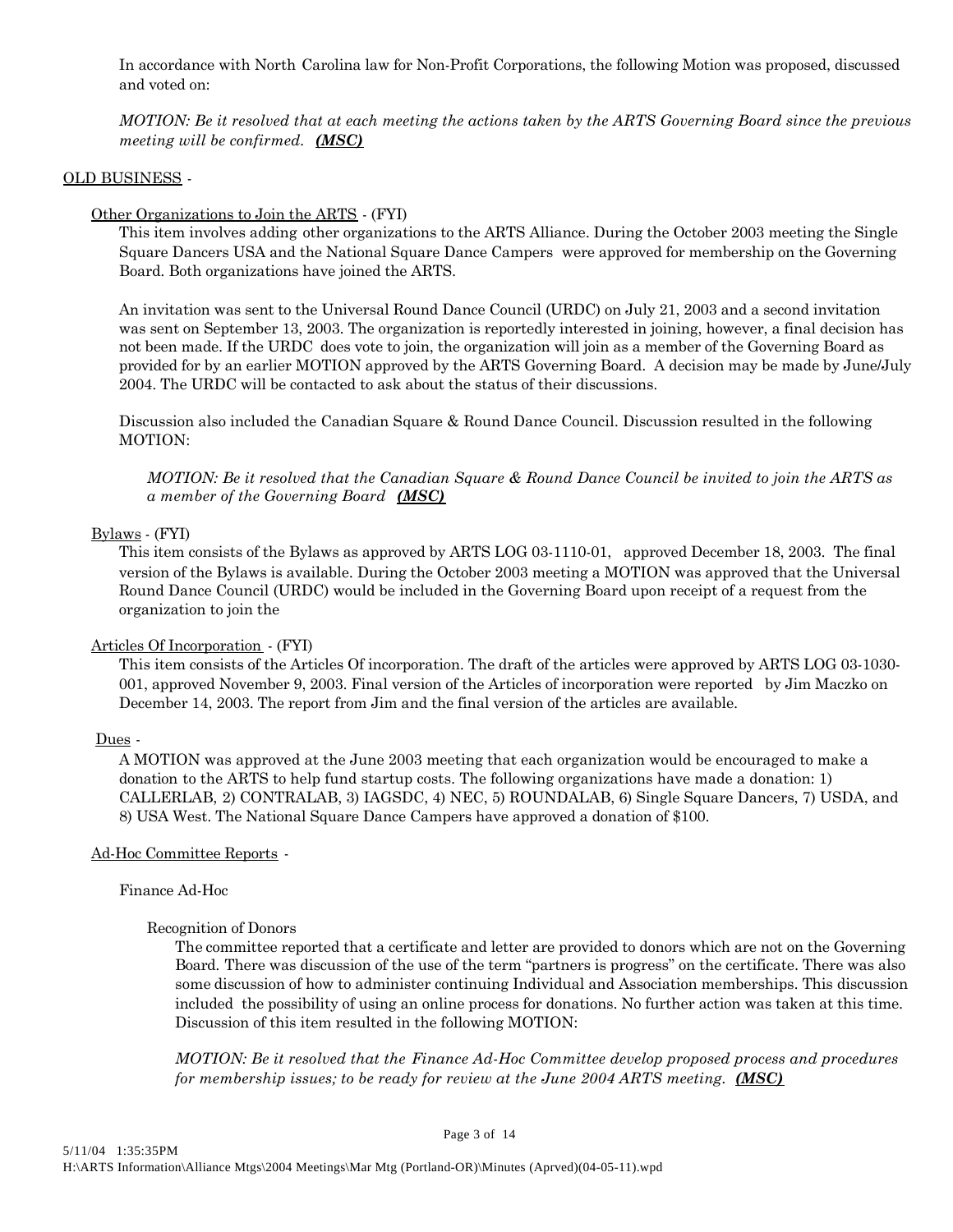In accordance with North Carolina law for Non-Profit Corporations, the following Motion was proposed, discussed and voted on:

*MOTION: Be it resolved that at each meeting the actions taken by the ARTS Governing Board since the previous meeting will be confirmed.* ***(MSC)***

OLD BUSINESS -

Other Organizations to Join the ARTS - (FYI)

This item involves adding other organizations to the ARTS Alliance. During the October 2003 meeting the Single Square Dancers USA and the National Square Dance Campers were approved for membership on the Governing Board. Both organizations have joined the ARTS.

An invitation was sent to the Universal Round Dance Council (URDC) on July 21, 2003 and a second invitation was sent on September 13, 2003. The organization is reportedly interested in joining, however, a final decision has not been made. If the URDC does vote to join, the organization will join as a member of the Governing Board as provided for by an earlier MOTION approved by the ARTS Governing Board. A decision may be made by June/July 2004. The URDC will be contacted to ask about the status of their discussions.

Discussion also included the Canadian Square & Round Dance Council. Discussion resulted in the following MOTION:

*MOTION: Be it resolved that the Canadian Square & Round Dance Council be invited to join the ARTS as a member of the Governing Board* ***(MSC)***

Bylaws - (FYI)

This item consists of the Bylaws as approved by ARTS LOG 03-1110-01, approved December 18, 2003. The final version of the Bylaws is available. During the October 2003 meeting a MOTION was approved that the Universal Round Dance Council (URDC) would be included in the Governing Board upon receipt of a request from the organization to join the

Articles Of Incorporation - (FYI)

This item consists of the Articles Of incorporation. The draft of the articles were approved by ARTS LOG 03-1030-001, approved November 9, 2003. Final version of the Articles of incorporation were reported by Jim Maczko on December 14, 2003. The report from Jim and the final version of the articles are available.

Dues -

A MOTION was approved at the June 2003 meeting that each organization would be encouraged to make a donation to the ARTS to help fund startup costs. The following organizations have made a donation: 1) CALLERLAB, 2) CONTRALAB, 3) IAGSDC, 4) NEC, 5) ROUNDALAB, 6) Single Square Dancers, 7) USDA, and 8) USA West. The National Square Dance Campers have approved a donation of $100.

Ad-Hoc Committee Reports -

Finance Ad-Hoc

Recognition of Donors

The committee reported that a certificate and letter are provided to donors which are not on the Governing Board. There was discussion of the use of the term "partners is progress" on the certificate. There was also some discussion of how to administer continuing Individual and Association memberships. This discussion included the possibility of using an online process for donations. No further action was taken at this time. Discussion of this item resulted in the following MOTION:

*MOTION: Be it resolved that the Finance Ad-Hoc Committee develop proposed process and procedures for membership issues; to be ready for review at the June 2004 ARTS meeting.* ***(MSC)***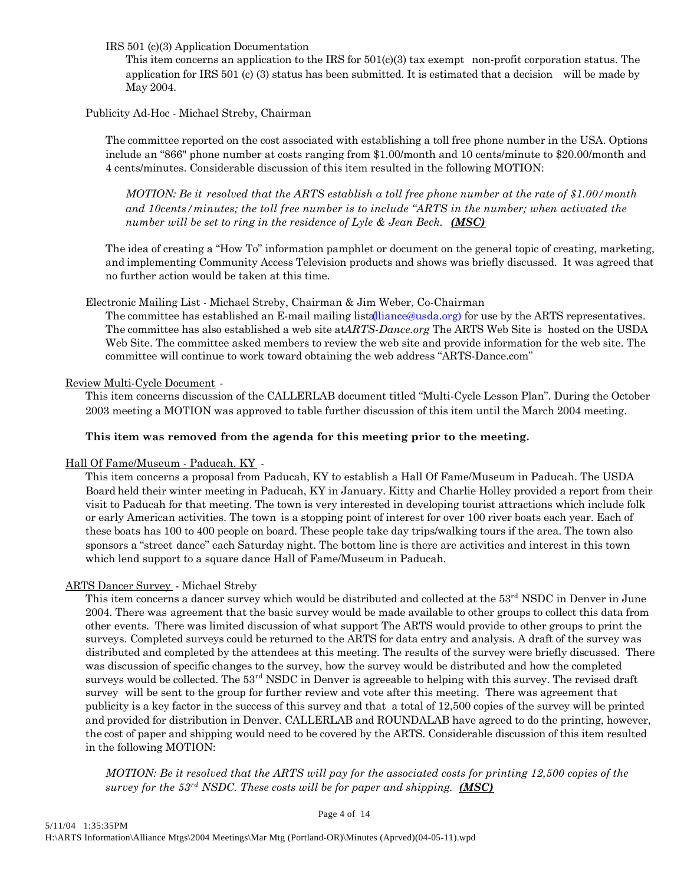IRS 501 (c)(3) Application Documentation

This item concerns an application to the IRS for 501(c)(3) tax exempt non-profit corporation status. The application for IRS 501 (c) (3) status has been submitted. It is estimated that a decision will be made by May 2004.

Publicity Ad-Hoc - Michael Streby, Chairman

The committee reported on the cost associated with establishing a toll free phone number in the USA. Options include an "866" phone number at costs ranging from $1.00/month and 10 cents/minute to $20.00/month and 4 cents/minutes. Considerable discussion of this item resulted in the following MOTION:

*MOTION: Be it resolved that the ARTS establish a toll free phone number at the rate of $1.00/month and 10cents/minutes; the toll free number is to include "ARTS in the number; when activated the number will be set to ring in the residence of Lyle & Jean Beck.* ***(MSC)***

The idea of creating a "How To" information pamphlet or document on the general topic of creating, marketing, and implementing Community Access Television products and shows was briefly discussed. It was agreed that no further action would be taken at this time.

Electronic Mailing List - Michael Streby, Chairman & Jim Weber, Co-Chairman

The committee has established an E-mail mailing list (alliance@usda.org) for use by the ARTS representatives. The committee has also established a web site at *ARTS-Dance.org* The ARTS Web Site is hosted on the USDA Web Site. The committee asked members to review the web site and provide information for the web site. The committee will continue to work toward obtaining the web address "ARTS-Dance.com"

Review Multi-Cycle Document -

This item concerns discussion of the CALLERLAB document titled "Multi-Cycle Lesson Plan". During the October 2003 meeting a MOTION was approved to table further discussion of this item until the March 2004 meeting.

**This item was removed from the agenda for this meeting prior to the meeting.**

Hall Of Fame/Museum - Paducah, KY -

This item concerns a proposal from Paducah, KY to establish a Hall Of Fame/Museum in Paducah. The USDA Board held their winter meeting in Paducah, KY in January. Kitty and Charlie Holley provided a report from their visit to Paducah for that meeting. The town is very interested in developing tourist attractions which include folk or early American activities. The town is a stopping point of interest for over 100 river boats each year. Each of these boats has 100 to 400 people on board. These people take day trips/walking tours if the area. The town also sponsors a "street dance" each Saturday night. The bottom line is there are activities and interest in this town which lend support to a square dance Hall of Fame/Museum in Paducah.

ARTS Dancer Survey - Michael Streby

This item concerns a dancer survey which would be distributed and collected at the 53rd NSDC in Denver in June 2004. There was agreement that the basic survey would be made available to other groups to collect this data from other events. There was limited discussion of what support The ARTS would provide to other groups to print the surveys. Completed surveys could be returned to the ARTS for data entry and analysis. A draft of the survey was distributed and completed by the attendees at this meeting. The results of the survey were briefly discussed. There was discussion of specific changes to the survey, how the survey would be distributed and how the completed surveys would be collected. The 53rd NSDC in Denver is agreeable to helping with this survey. The revised draft survey will be sent to the group for further review and vote after this meeting. There was agreement that publicity is a key factor in the success of this survey and that a total of 12,500 copies of the survey will be printed and provided for distribution in Denver. CALLERLAB and ROUNDALAB have agreed to do the printing, however, the cost of paper and shipping would need to be covered by the ARTS. Considerable discussion of this item resulted in the following MOTION:

*MOTION: Be it resolved that the ARTS will pay for the associated costs for printing 12,500 copies of the survey for the 53rd NSDC. These costs will be for paper and shipping.* ***(MSC)***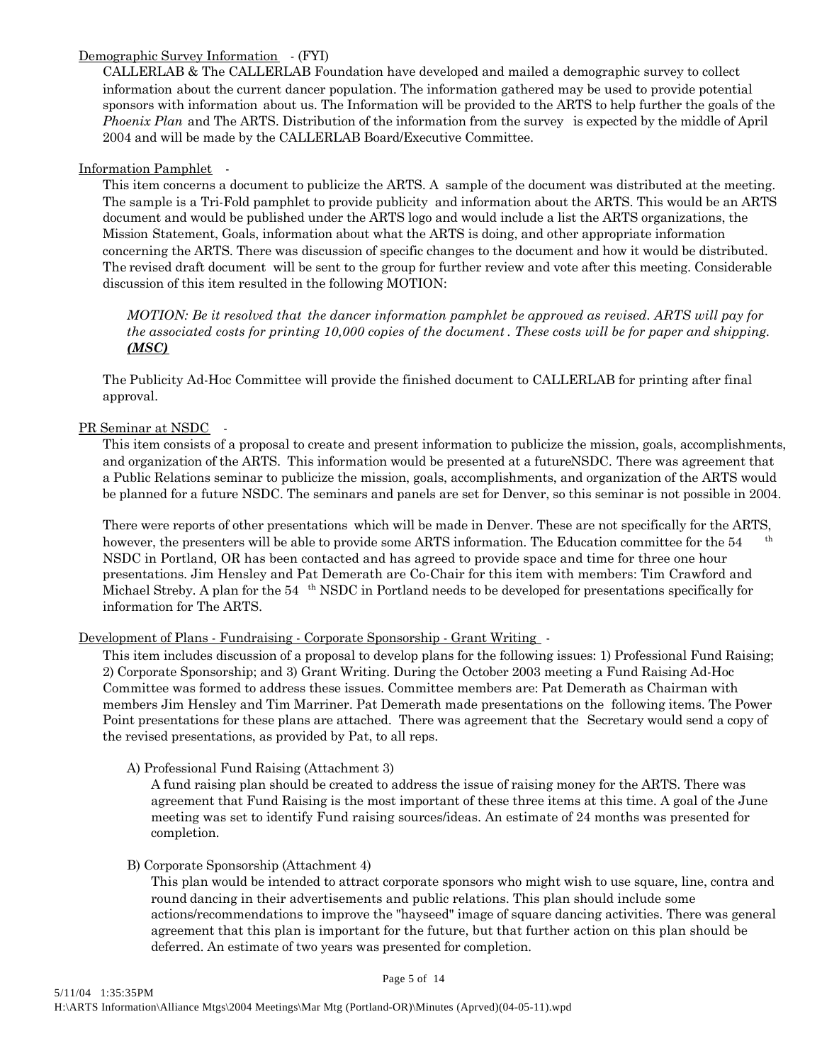Demographic Survey Information - (FYI)

CALLERLAB & The CALLERLAB Foundation have developed and mailed a demographic survey to collect information about the current dancer population. The information gathered may be used to provide potential sponsors with information about us. The Information will be provided to the ARTS to help further the goals of the *Phoenix Plan* and The ARTS. Distribution of the information from the survey is expected by the middle of April 2004 and will be made by the CALLERLAB Board/Executive Committee.

Information Pamphlet -

This item concerns a document to publicize the ARTS. A sample of the document was distributed at the meeting. The sample is a Tri-Fold pamphlet to provide publicity and information about the ARTS. This would be an ARTS document and would be published under the ARTS logo and would include a list the ARTS organizations, the Mission Statement, Goals, information about what the ARTS is doing, and other appropriate information concerning the ARTS. There was discussion of specific changes to the document and how it would be distributed. The revised draft document will be sent to the group for further review and vote after this meeting. Considerable discussion of this item resulted in the following MOTION:

> *MOTION: Be it resolved that the dancer information pamphlet be approved as revised. ARTS will pay for the associated costs for printing 10,000 copies of the document . These costs will be for paper and shipping.* ***(MSC)***

The Publicity Ad-Hoc Committee will provide the finished document to CALLERLAB for printing after final approval.

PR Seminar at NSDC -

This item consists of a proposal to create and present information to publicize the mission, goals, accomplishments, and organization of the ARTS. This information would be presented at a futureNSDC. There was agreement that a Public Relations seminar to publicize the mission, goals, accomplishments, and organization of the ARTS would be planned for a future NSDC. The seminars and panels are set for Denver, so this seminar is not possible in 2004.

There were reports of other presentations which will be made in Denver. These are not specifically for the ARTS, however, the presenters will be able to provide some ARTS information. The Education committee for the 54th NSDC in Portland, OR has been contacted and has agreed to provide space and time for three one hour presentations. Jim Hensley and Pat Demerath are Co-Chair for this item with members: Tim Crawford and Michael Streby. A plan for the 54th NSDC in Portland needs to be developed for presentations specifically for information for The ARTS.

Development of Plans - Fundraising - Corporate Sponsorship - Grant Writing -

This item includes discussion of a proposal to develop plans for the following issues: 1) Professional Fund Raising; 2) Corporate Sponsorship; and 3) Grant Writing. During the October 2003 meeting a Fund Raising Ad-Hoc Committee was formed to address these issues. Committee members are: Pat Demerath as Chairman with members Jim Hensley and Tim Marriner. Pat Demerath made presentations on the following items. The Power Point presentations for these plans are attached. There was agreement that the Secretary would send a copy of the revised presentations, as provided by Pat, to all reps.

A) Professional Fund Raising (Attachment 3)

A fund raising plan should be created to address the issue of raising money for the ARTS. There was agreement that Fund Raising is the most important of these three items at this time. A goal of the June meeting was set to identify Fund raising sources/ideas. An estimate of 24 months was presented for completion.

B) Corporate Sponsorship (Attachment 4)

This plan would be intended to attract corporate sponsors who might wish to use square, line, contra and round dancing in their advertisements and public relations. This plan should include some actions/recommendations to improve the "hayseed" image of square dancing activities. There was general agreement that this plan is important for the future, but that further action on this plan should be deferred. An estimate of two years was presented for completion.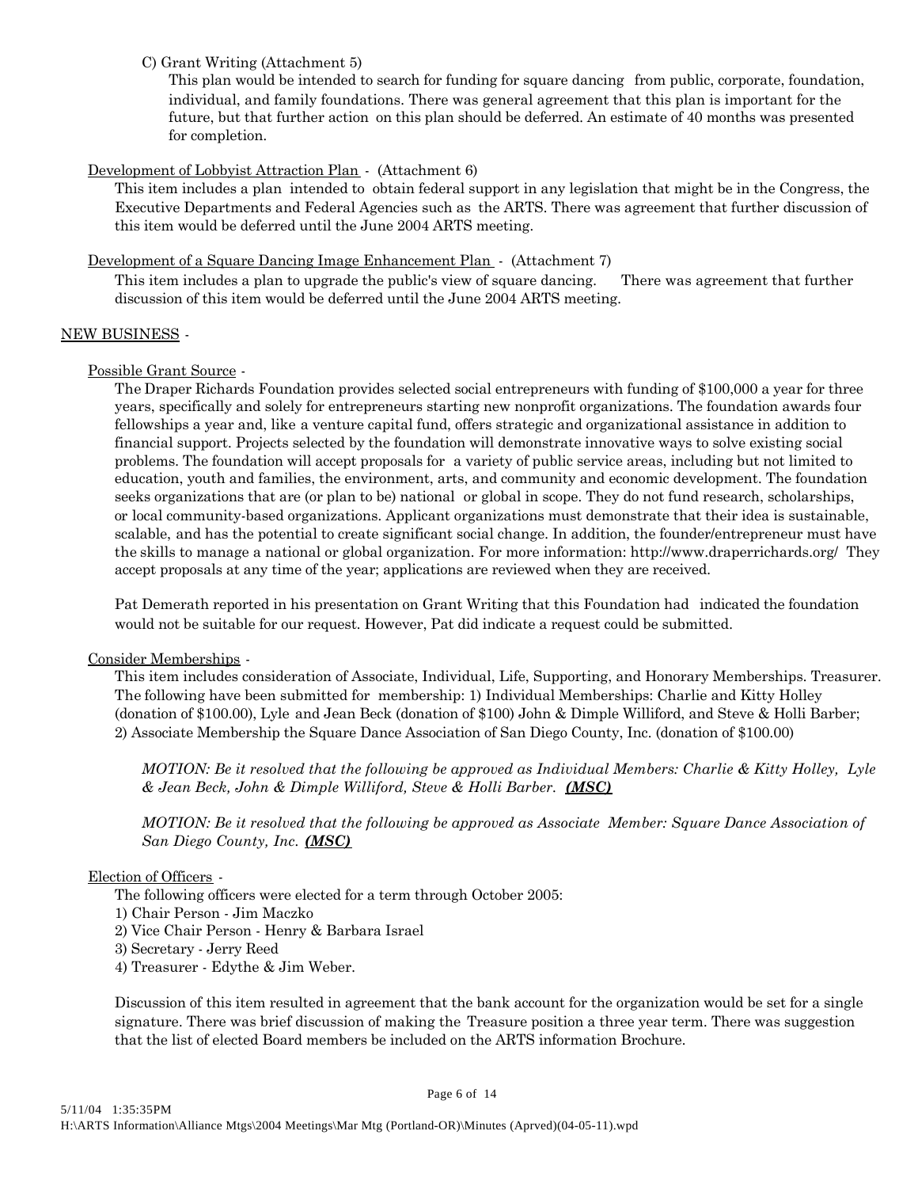C) Grant Writing (Attachment 5)

This plan would be intended to search for funding for square dancing from public, corporate, foundation, individual, and family foundations. There was general agreement that this plan is important for the future, but that further action on this plan should be deferred. An estimate of 40 months was presented for completion.

Development of Lobbyist Attraction Plan - (Attachment 6)

This item includes a plan intended to obtain federal support in any legislation that might be in the Congress, the Executive Departments and Federal Agencies such as the ARTS. There was agreement that further discussion of this item would be deferred until the June 2004 ARTS meeting.

Development of a Square Dancing Image Enhancement Plan - (Attachment 7)

This item includes a plan to upgrade the public's view of square dancing. There was agreement that further discussion of this item would be deferred until the June 2004 ARTS meeting.

NEW BUSINESS -

Possible Grant Source -

The Draper Richards Foundation provides selected social entrepreneurs with funding of $100,000 a year for three years, specifically and solely for entrepreneurs starting new nonprofit organizations. The foundation awards four fellowships a year and, like a venture capital fund, offers strategic and organizational assistance in addition to financial support. Projects selected by the foundation will demonstrate innovative ways to solve existing social problems. The foundation will accept proposals for a variety of public service areas, including but not limited to education, youth and families, the environment, arts, and community and economic development. The foundation seeks organizations that are (or plan to be) national or global in scope. They do not fund research, scholarships, or local community-based organizations. Applicant organizations must demonstrate that their idea is sustainable, scalable, and has the potential to create significant social change. In addition, the founder/entrepreneur must have the skills to manage a national or global organization. For more information: http://www.draperrichards.org/ They accept proposals at any time of the year; applications are reviewed when they are received.

Pat Demerath reported in his presentation on Grant Writing that this Foundation had indicated the foundation would not be suitable for our request. However, Pat did indicate a request could be submitted.

Consider Memberships -

This item includes consideration of Associate, Individual, Life, Supporting, and Honorary Memberships. Treasurer. The following have been submitted for membership: 1) Individual Memberships: Charlie and Kitty Holley (donation of $100.00), Lyle and Jean Beck (donation of $100) John & Dimple Williford, and Steve & Holli Barber; 2) Associate Membership the Square Dance Association of San Diego County, Inc. (donation of $100.00)

*MOTION: Be it resolved that the following be approved as Individual Members: Charlie & Kitty Holley, Lyle & Jean Beck, John & Dimple Williford, Steve & Holli Barber.* ***(MSC)***

*MOTION: Be it resolved that the following be approved as Associate Member: Square Dance Association of San Diego County, Inc.* ***(MSC)***

Election of Officers -

The following officers were elected for a term through October 2005:

1) Chair Person - Jim Maczko
2) Vice Chair Person - Henry & Barbara Israel
3) Secretary - Jerry Reed
4) Treasurer - Edythe & Jim Weber.

Discussion of this item resulted in agreement that the bank account for the organization would be set for a single signature. There was brief discussion of making the Treasure position a three year term. There was suggestion that the list of elected Board members be included on the ARTS information Brochure.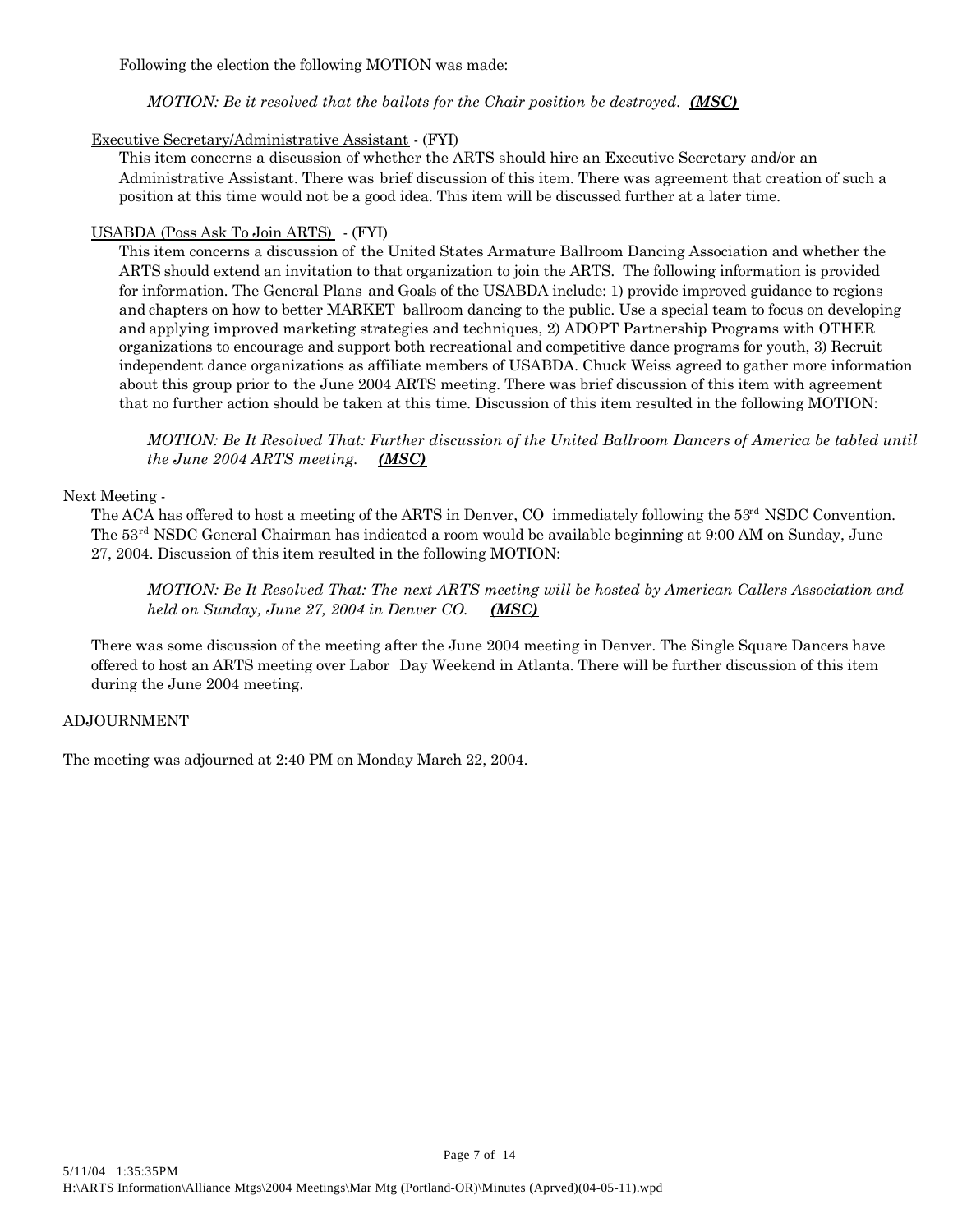Following the election the following MOTION was made:

*MOTION: Be it resolved that the ballots for the Chair position be destroyed.* ***(MSC)***

Executive Secretary/Administrative Assistant - (FYI)

This item concerns a discussion of whether the ARTS should hire an Executive Secretary and/or an Administrative Assistant. There was brief discussion of this item. There was agreement that creation of such a position at this time would not be a good idea. This item will be discussed further at a later time.

USABDA (Poss Ask To Join ARTS) - (FYI)

This item concerns a discussion of the United States Armature Ballroom Dancing Association and whether the ARTS should extend an invitation to that organization to join the ARTS. The following information is provided for information. The General Plans and Goals of the USABDA include: 1) provide improved guidance to regions and chapters on how to better MARKET ballroom dancing to the public. Use a special team to focus on developing and applying improved marketing strategies and techniques, 2) ADOPT Partnership Programs with OTHER organizations to encourage and support both recreational and competitive dance programs for youth, 3) Recruit independent dance organizations as affiliate members of USABDA. Chuck Weiss agreed to gather more information about this group prior to the June 2004 ARTS meeting. There was brief discussion of this item with agreement that no further action should be taken at this time. Discussion of this item resulted in the following MOTION:

*MOTION: Be It Resolved That: Further discussion of the United Ballroom Dancers of America be tabled until the June 2004 ARTS meeting.* ***(MSC)***

Next Meeting -

The ACA has offered to host a meeting of the ARTS in Denver, CO immediately following the 53rd NSDC Convention. The 53rd NSDC General Chairman has indicated a room would be available beginning at 9:00 AM on Sunday, June 27, 2004. Discussion of this item resulted in the following MOTION:

*MOTION: Be It Resolved That: The next ARTS meeting will be hosted by American Callers Association and held on Sunday, June 27, 2004 in Denver CO.* ***(MSC)***

There was some discussion of the meeting after the June 2004 meeting in Denver. The Single Square Dancers have offered to host an ARTS meeting over Labor Day Weekend in Atlanta. There will be further discussion of this item during the June 2004 meeting.

ADJOURNMENT

The meeting was adjourned at 2:40 PM on Monday March 22, 2004.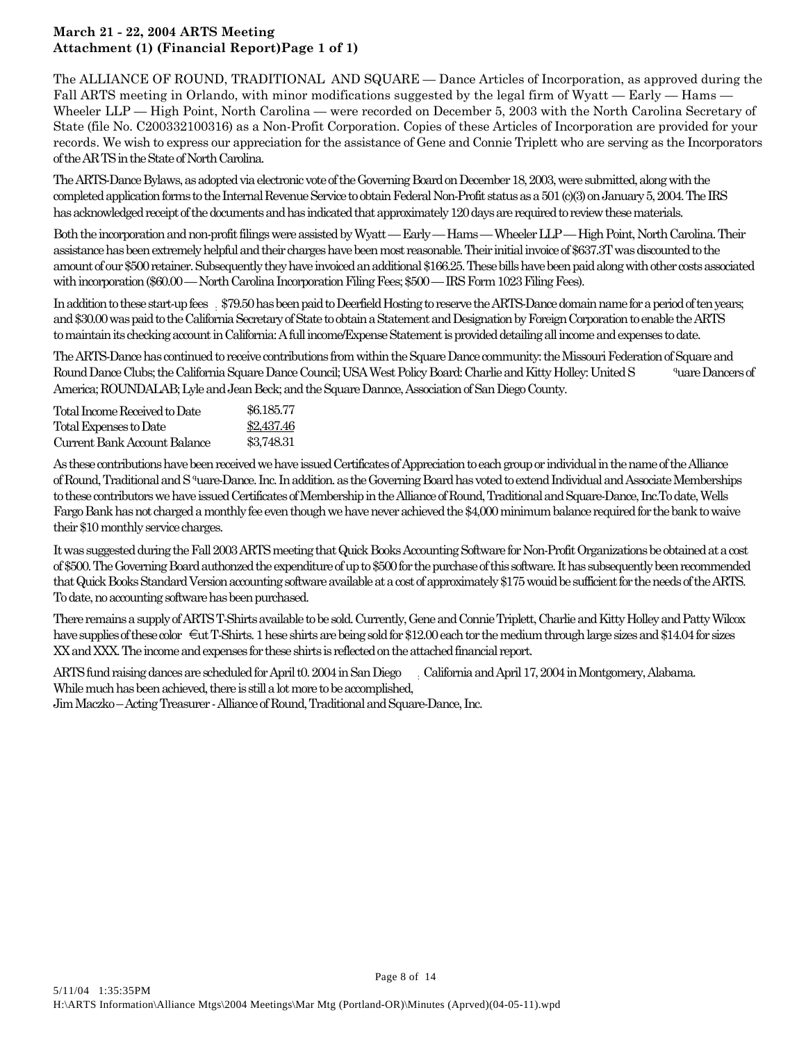**March 21 - 22, 2004 ARTS Meeting**
**Attachment (1) (Financial Report)Page 1 of 1)**

The ALLIANCE OF ROUND, TRADITIONAL AND SQUARE — Dance Articles of Incorporation, as approved during the Fall ARTS meeting in Orlando, with minor modifications suggested by the legal firm of Wyatt — Early — Hams — Wheeler LLP — High Point, North Carolina — were recorded on December 5, 2003 with the North Carolina Secretary of State (file No. C200332100316) as a Non-Profit Corporation. Copies of these Articles of Incorporation are provided for your records. We wish to express our appreciation for the assistance of Gene and Connie Triplett who are serving as the Incorporators of the AR TS in the State of North Carolina.

The ARTS-Dance Bylaws, as adopted via electronic vote of the Governing Board on December 18, 2003, were submitted, along with the completed application forms to the Internal Revenue Service to obtain Federal Non-Profit status as a 501 (c)(3) on January 5, 2004. The IRS has acknowledged receipt of the documents and has indicated that approximately 120 days are required to review these materials.

Both the incorporation and non-profit filings were assisted by Wyatt — Early — Hams — Wheeler LLP — High Point, North Carolina. Their assistance has been extremely helpful and their charges have been most reasonable. Their initial invoice of $637.3T was discounted to the amount of our $500 retainer. Subsequently they have invoiced an additional $166.25. These bills have been paid along with other costs associated with incorporation ($60.00 — North Carolina Incorporation Filing Fees; $500 — IRS Form 1023 Filing Fees).

In addition to these start-up fees $79.50 has been paid to Deerfield Hosting to reserve the ARTS-Dance domain name for a period of ten years; and $30.00 was paid to the California Secretary of State to obtain a Statement and Designation by Foreign Corporation to enable the ARTS to maintain its checking account in California: A full income/Expense Statement is provided detailing all income and expenses to date.

The ARTS-Dance has continued to receive contributions from within the Square Dance community: the Missouri Federation of Square and Round Dance Clubs; the California Square Dance Council; USA West Policy Board: Charlie and Kitty Holley: United Square Dancers of America; ROUNDALAB; Lyle and Jean Beck; and the Square Dannce, Association of San Diego County.

| | |
|---|---|
| Total Income Received to Date | $6.185.77 |
| Total Expenses to Date | $2,437.46 |
| Current Bank Account Balance | $3,748.31 |

As these contributions have been received we have issued Certificates of Appreciation to each group or individual in the name of the Alliance of Round, Traditional and Square-Dance. Inc. In addition. as the Governing Board has voted to extend Individual and Associate Memberships to these contributors we have issued Certificates of Membership in the Alliance of Round, Traditional and Square-Dance, Inc.To date, Wells Fargo Bank has not charged a monthly fee even though we have never achieved the $4,000 minimum balance required for the bank to waive their $10 monthly service charges.

It was suggested during the Fall 2003 ARTS meeting that Quick Books Accounting Software for Non-Profit Organizations be obtained at a cost of $500. The Governing Board authonzed the expenditure of up to $500 for the purchase of this software. It has subsequently been recommended that Quick Books Standard Version accounting software available at a cost of approximately $175 wouid be sufficient for the needs of the ARTS. To date, no accounting software has been purchased.

There remains a supply of ARTS T-Shirts available to be sold. Currently, Gene and Connie Triplett, Charlie and Kitty Holley and Patty Wilcox have supplies of these color €ut T-Shirts. 1 hese shirts are being sold for $12.00 each tor the medium through large sizes and $14.04 for sizes XX and XXX. The income and expenses for these shirts is reflected on the attached financial report.

ARTS fund raising dances are scheduled for April t0. 2004 in San Diego California and April 17, 2004 in Montgomery, Alabama.
While much has been achieved, there is still a lot more to be accomplished,
Jim Maczko – Acting Treasurer - Alliance of Round, Traditional and Square-Dance, Inc.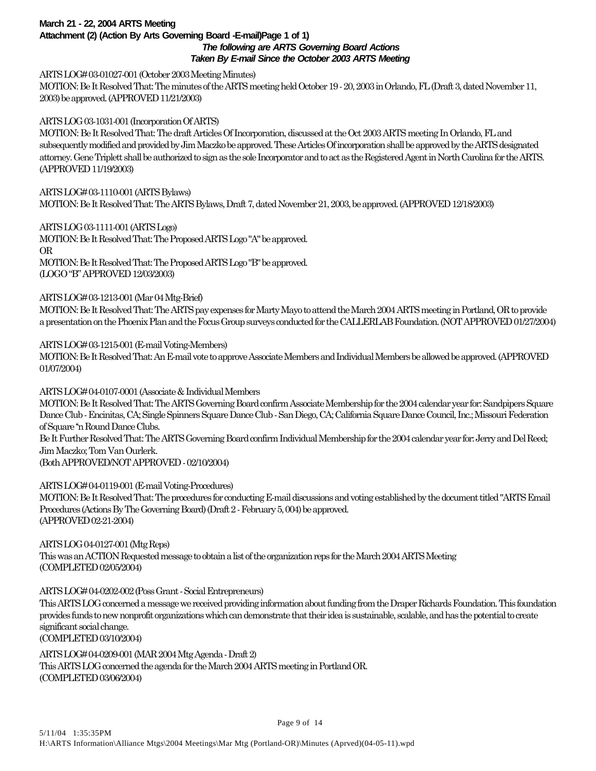**March 21 - 22, 2004 ARTS Meeting**
**Attachment (2) (Action By Arts Governing Board -E-mail)Page 1 of 1)**

***The following are ARTS Governing Board Actions Taken By E-mail Since the October 2003 ARTS Meeting***

ARTS LOG# 03-01027-001 (October 2003 Meeting Minutes)
MOTION: Be It Resolved That: The minutes of the ARTS meeting held October 19 - 20, 2003 in Orlando, FL (Draft 3, dated November 11, 2003) be approved. (APPROVED 11/21/2003)

ARTS LOG 03-1031-001 (Incorporation Of ARTS)
MOTION: Be It Resolved That: The draft Articles Of Incorporation, discussed at the Oct 2003 ARTS meeting In Orlando, FL and subsequently modified and provided by Jim Maczko be approved. These Articles Of incorporation shall be approved by the ARTS designated attorney. Gene Triplett shall be authorized to sign as the sole Incorporator and to act as the Registered Agent in North Carolina for the ARTS. (APPROVED 11/19/2003)

ARTS LOG# 03-1110-001 (ARTS Bylaws)
MOTION: Be It Resolved That: The ARTS Bylaws, Draft 7, dated November 21, 2003, be approved. (APPROVED 12/18/2003)

ARTS LOG 03-1111-001 (ARTS Logo)
MOTION: Be It Resolved That: The Proposed ARTS Logo "A" be approved.
OR
MOTION: Be It Resolved That: The Proposed ARTS Logo "B" be approved.
(LOGO "B" APPROVED 12/03/2003)

ARTS LOG# 03-1213-001 (Mar 04 Mtg-Brief)
MOTION: Be It Resolved That: The ARTS pay expenses for Marty Mayo to attend the March 2004 ARTS meeting in Portland, OR to provide a presentation on the Phoenix Plan and the Focus Group surveys conducted for the CALLERLAB Foundation. (NOT APPROVED 01/27/2004)

ARTS LOG# 03-1215-001 (E-mail Voting-Members)
MOTION: Be It Resolved That: An E-mail vote to approve Associate Members and Individual Members be allowed be approved. (APPROVED 01/07/2004)

ARTS LOG# 04-0107-0001 (Associate & Individual Members
MOTION: Be It Resolved That: The ARTS Governing Board confirm Associate Membership for the 2004 calendar year for: Sandpipers Square Dance Club - Encinitas, CA; Single Spinners Square Dance Club - San Diego, CA; California Square Dance Council, Inc.; Missouri Federation of Square "n Round Dance Clubs.
Be It Further Resolved That: The ARTS Governing Board confirm Individual Membership for the 2004 calendar year for: Jerry and Del Reed; Jim Maczko; Tom Van Ourlerk.
(Both APPROVED/NOT APPROVED - 02/10/2004)

ARTS LOG# 04-0119-001 (E-mail Voting-Procedures)
MOTION: Be It Resolved That: The procedures for conducting E-mail discussions and voting established by the document titled "ARTS Email Procedures (Actions By The Governing Board) (Draft 2 - February 5, 004) be approved.
(APPROVED 02-21-2004)

ARTS LOG 04-0127-001 (Mtg Reps)
This was an ACTION Requested message to obtain a list of the organization reps for the March 2004 ARTS Meeting
(COMPLETED 02/05/2004)

ARTS LOG# 04-0202-002 (Poss Grant - Social Entrepreneurs)
This ARTS LOG concerned a message we received providing information about funding from the Draper Richards Foundation. This foundation provides funds to new nonprofit organizations which can demonstrate that their idea is sustainable, scalable, and has the potential to create significant social change.
(COMPLETED 03/10/2004)

ARTS LOG# 04-0209-001 (MAR 2004 Mtg Agenda - Draft 2)
This ARTS LOG concerned the agenda for the March 2004 ARTS meeting in Portland OR.
(COMPLETED 03/06/2004)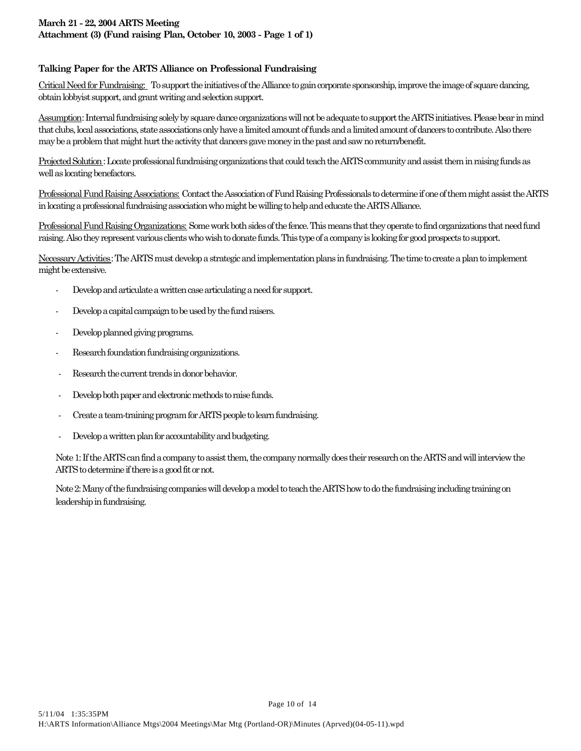**March 21 - 22, 2004 ARTS Meeting**
**Attachment (3) (Fund raising Plan, October 10, 2003 - Page 1 of 1)**

### Talking Paper for the ARTS Alliance on Professional Fundraising

Critical Need for Fundraising: To support the initiatives of the Alliance to gain corporate sponsorship, improve the image of square dancing, obtain lobbyist support, and grant writing and selection support.

Assumption: Internal fundraising solely by square dance organizations will not be adequate to support the ARTS initiatives. Please bear in mind that clubs, local associations, state associations only have a limited amount of funds and a limited amount of dancers to contribute. Also there may be a problem that might hurt the activity that dancers gave money in the past and saw no return/benefit.

Projected Solution: Locate professional fundraising organizations that could teach the ARTS community and assist them in raising funds as well as locating benefactors.

Professional Fund Raising Associations: Contact the Association of Fund Raising Professionals to determine if one of them might assist the ARTS in locating a professional fundraising association who might be willing to help and educate the ARTS Alliance.

Professional Fund Raising Organizations: Some work both sides of the fence. This means that they operate to find organizations that need fund raising. Also they represent various clients who wish to donate funds. This type of a company is looking for good prospects to support.

Necessary Activities: The ARTS must develop a strategic and implementation plans in fundraising. The time to create a plan to implement might be extensive.

- Develop and articulate a written case articulating a need for support.
- Develop a capital campaign to be used by the fund raisers.
- Develop planned giving programs.
- Research foundation fundraising organizations.
- Research the current trends in donor behavior.
- Develop both paper and electronic methods to raise funds.
- Create a team-training program for ARTS people to learn fundraising.
- Develop a written plan for accountability and budgeting.

Note 1: If the ARTS can find a company to assist them, the company normally does their research on the ARTS and will interview the ARTS to determine if there is a good fit or not.

Note 2: Many of the fundraising companies will develop a model to teach the ARTS how to do the fundraising including training on leadership in fundraising.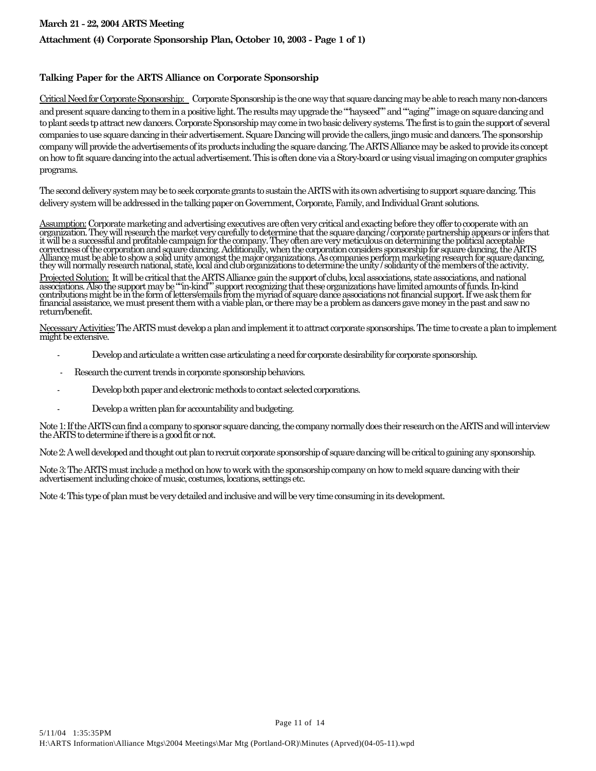**March 21 - 22, 2004 ARTS Meeting**

**Attachment (4) Corporate Sponsorship Plan, October 10, 2003 - Page 1 of 1)**

**Talking Paper for the ARTS Alliance on Corporate Sponsorship**

Critical Need for Corporate Sponsorship: Corporate Sponsorship is the one way that square dancing may be able to reach many non-dancers and present square dancing to them in a positive light. The results may upgrade the ""hayseed"" and ""aging"" image on square dancing and to plant seeds tp attract new dancers. Corporate Sponsorship may come in two basic delivery systems. The first is to gain the support of several companies to use square dancing in their advertisement. Square Dancing will provide the callers, jingo music and dancers. The sponsorship company will provide the advertisements of its products including the square dancing. The ARTS Alliance may be asked to provide its concept on how to fit square dancing into the actual advertisement. This is often done via a Story-board or using visual imaging on computer graphics programs.

The second delivery system may be to seek corporate grants to sustain the ARTS with its own advertising to support square dancing. This delivery system will be addressed in the talking paper on Government, Corporate, Family, and Individual Grant solutions.

Assumption: Corporate marketing and advertising executives are often very critical and exacting before they offer to cooperate with an organization. They will research the market very carefully to determine that the square dancing / corporate partnership appears or infers that it will be a successful and profitable campaign for the company. They often are very meticulous on determining the political acceptable correctness of the corporation and square dancing. Additionally, when the corporation considers sponsorship for square dancing, the ARTS Alliance must be able to show a solid unity amongst the major organizations. As companies perform marketing research for square dancing, they will normally research national, state, local and club organizations to determine the unity / solidarity of the members of the activity.

Projected Solution: It will be critical that the ARTS Alliance gain the support of clubs, local associations, state associations, and national associations. Also the support may be ""in-kind"" support recognizing that these organizations have limited amounts of funds. In-kind contributions might be in the form of letters/emails from the myriad of square dance associations not financial support. If we ask them for financial assistance, we must present them with a viable plan, or there may be a problem as dancers gave money in the past and saw no return/benefit.

Necessary Activities: The ARTS must develop a plan and implement it to attract corporate sponsorships. The time to create a plan to implement might be extensive.

- Develop and articulate a written case articulating a need for corporate desirability for corporate sponsorship.
- Research the current trends in corporate sponsorship behaviors.
- Develop both paper and electronic methods to contact selected corporations.
- Develop a written plan for accountability and budgeting.

Note 1: If the ARTS can find a company to sponsor square dancing, the company normally does their research on the ARTS and will interview the ARTS to determine if there is a good fit or not.

Note 2: A well developed and thought out plan to recruit corporate sponsorship of square dancing will be critical to gaining any sponsorship.

Note 3: The ARTS must include a method on how to work with the sponsorship company on how to meld square dancing with their advertisement including choice of music, costumes, locations, settings etc.

Note 4: This type of plan must be very detailed and inclusive and will be very time consuming in its development.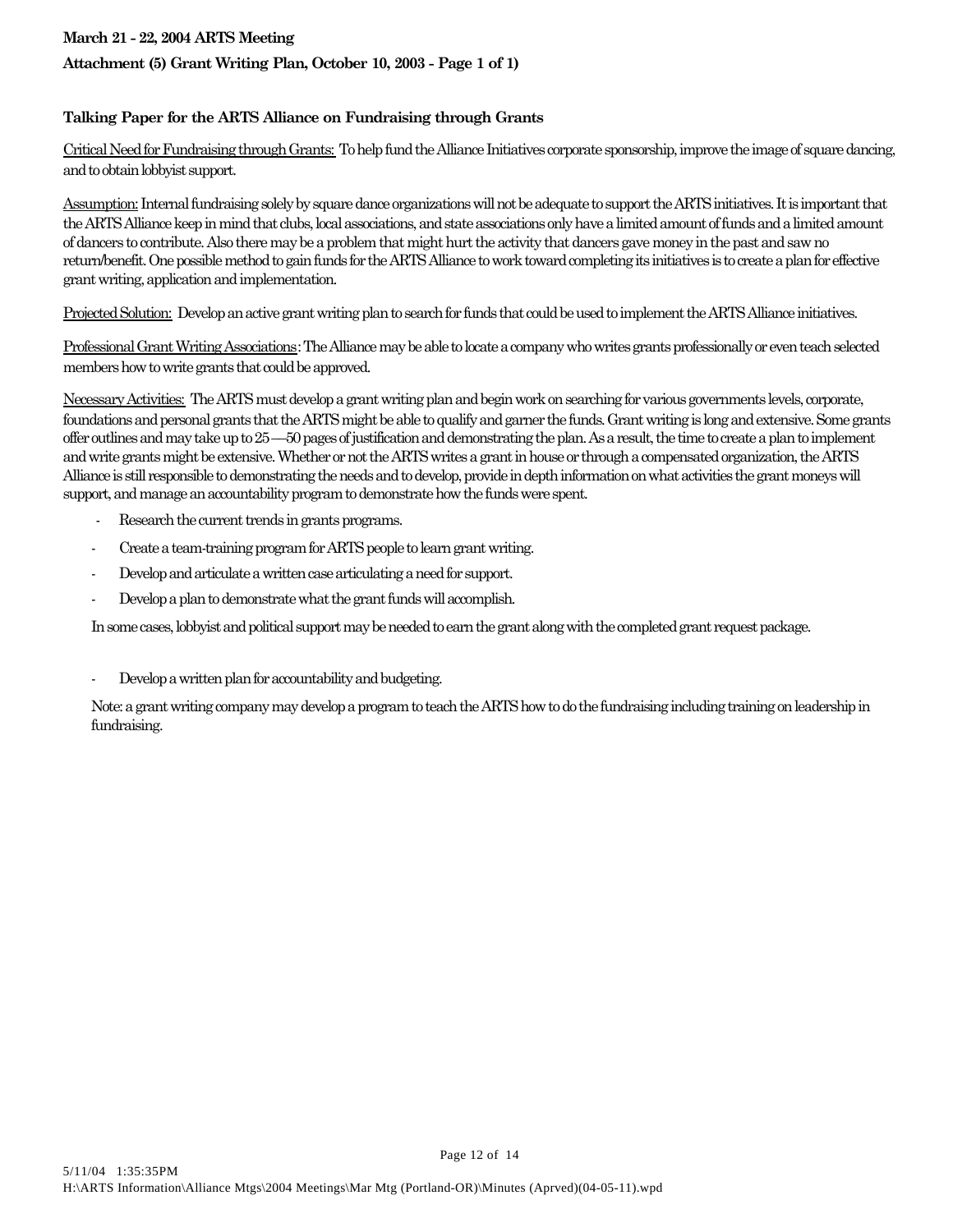**March 21 - 22, 2004 ARTS Meeting**

**Attachment (5) Grant Writing Plan, October 10, 2003 - Page 1 of 1)**

**Talking Paper for the ARTS Alliance on Fundraising through Grants**

<u>Critical Need for Fundraising through Grants:</u> To help fund the Alliance Initiatives corporate sponsorship, improve the image of square dancing, and to obtain lobbyist support.

<u>Assumption:</u> Internal fundraising solely by square dance organizations will not be adequate to support the ARTS initiatives. It is important that the ARTS Alliance keep in mind that clubs, local associations, and state associations only have a limited amount of funds and a limited amount of dancers to contribute. Also there may be a problem that might hurt the activity that dancers gave money in the past and saw no return/benefit. One possible method to gain funds for the ARTS Alliance to work toward completing its initiatives is to create a plan for effective grant writing, application and implementation.

<u>Projected Solution:</u> Develop an active grant writing plan to search for funds that could be used to implement the ARTS Alliance initiatives.

<u>Professional Grant Writing Associations</u>: The Alliance may be able to locate a company who writes grants professionally or even teach selected members how to write grants that could be approved.

<u>Necessary Activities:</u> The ARTS must develop a grant writing plan and begin work on searching for various governments levels, corporate, foundations and personal grants that the ARTS might be able to qualify and garner the funds. Grant writing is long and extensive. Some grants offer outlines and may take up to 25 — 50 pages of justification and demonstrating the plan. As a result, the time to create a plan to implement and write grants might be extensive. Whether or not the ARTS writes a grant in house or through a compensated organization, the ARTS Alliance is still responsible to demonstrating the needs and to develop, provide in depth information on what activities the grant moneys will support, and manage an accountability program to demonstrate how the funds were spent.

- Research the current trends in grants programs.
- Create a team-training program for ARTS people to learn grant writing.
- Develop and articulate a written case articulating a need for support.
- Develop a plan to demonstrate what the grant funds will accomplish.

In some cases, lobbyist and political support may be needed to earn the grant along with the completed grant request package.

- Develop a written plan for accountability and budgeting.

Note: a grant writing company may develop a program to teach the ARTS how to do the fundraising including training on leadership in fundraising.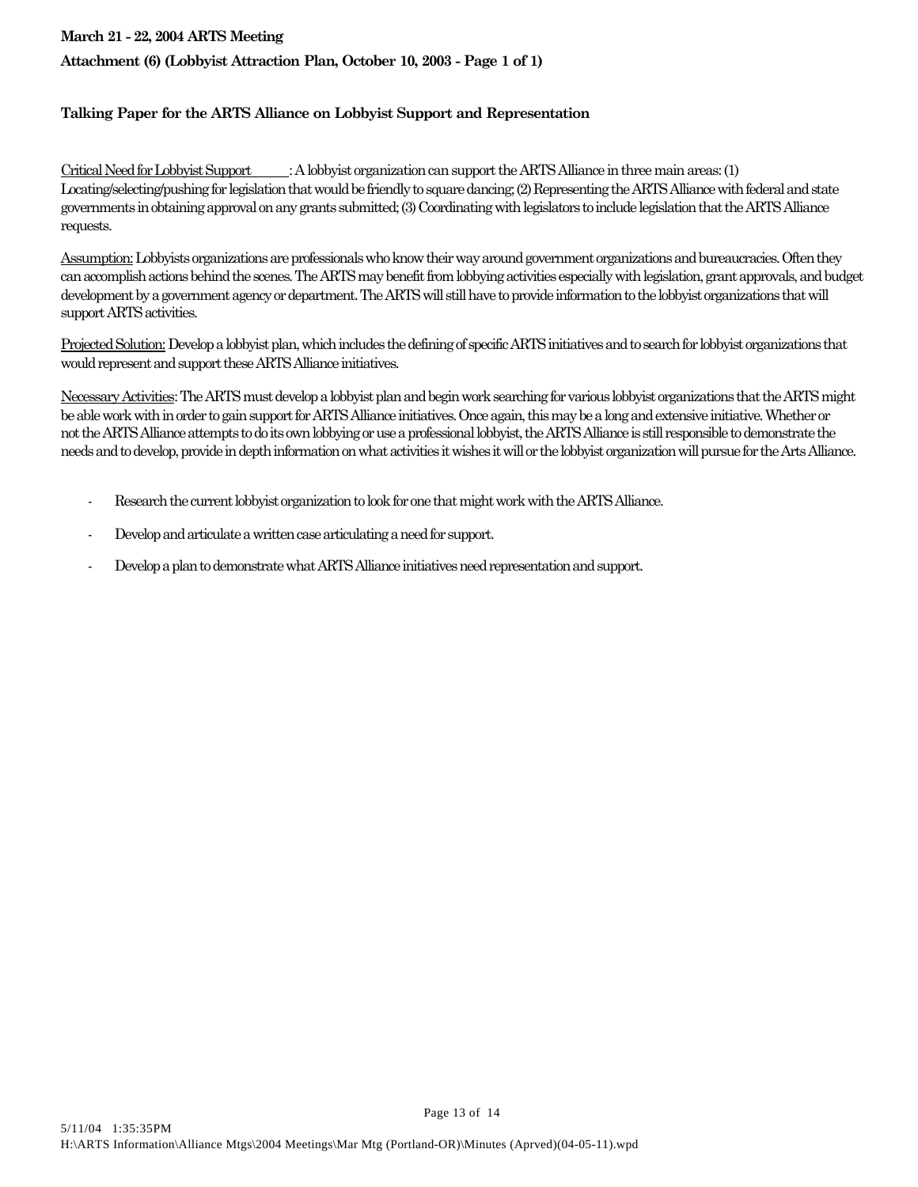**March 21 - 22, 2004 ARTS Meeting**

**Attachment (6) (Lobbyist Attraction Plan, October 10, 2003 - Page 1 of 1)**

**Talking Paper for the ARTS Alliance on Lobbyist Support and Representation**

Critical Need for Lobbyist Support: A lobbyist organization can support the ARTS Alliance in three main areas: (1) Locating/selecting/pushing for legislation that would be friendly to square dancing; (2) Representing the ARTS Alliance with federal and state governments in obtaining approval on any grants submitted; (3) Coordinating with legislators to include legislation that the ARTS Alliance requests.

Assumption: Lobbyists organizations are professionals who know their way around government organizations and bureaucracies. Often they can accomplish actions behind the scenes. The ARTS may benefit from lobbying activities especially with legislation, grant approvals, and budget development by a government agency or department. The ARTS will still have to provide information to the lobbyist organizations that will support ARTS activities.

Projected Solution: Develop a lobbyist plan, which includes the defining of specific ARTS initiatives and to search for lobbyist organizations that would represent and support these ARTS Alliance initiatives.

Necessary Activities: The ARTS must develop a lobbyist plan and begin work searching for various lobbyist organizations that the ARTS might be able work with in order to gain support for ARTS Alliance initiatives. Once again, this may be a long and extensive initiative. Whether or not the ARTS Alliance attempts to do its own lobbying or use a professional lobbyist, the ARTS Alliance is still responsible to demonstrate the needs and to develop, provide in depth information on what activities it wishes it will or the lobbyist organization will pursue for the Arts Alliance.

- Research the current lobbyist organization to look for one that might work with the ARTS Alliance.
- Develop and articulate a written case articulating a need for support.
- Develop a plan to demonstrate what ARTS Alliance initiatives need representation and support.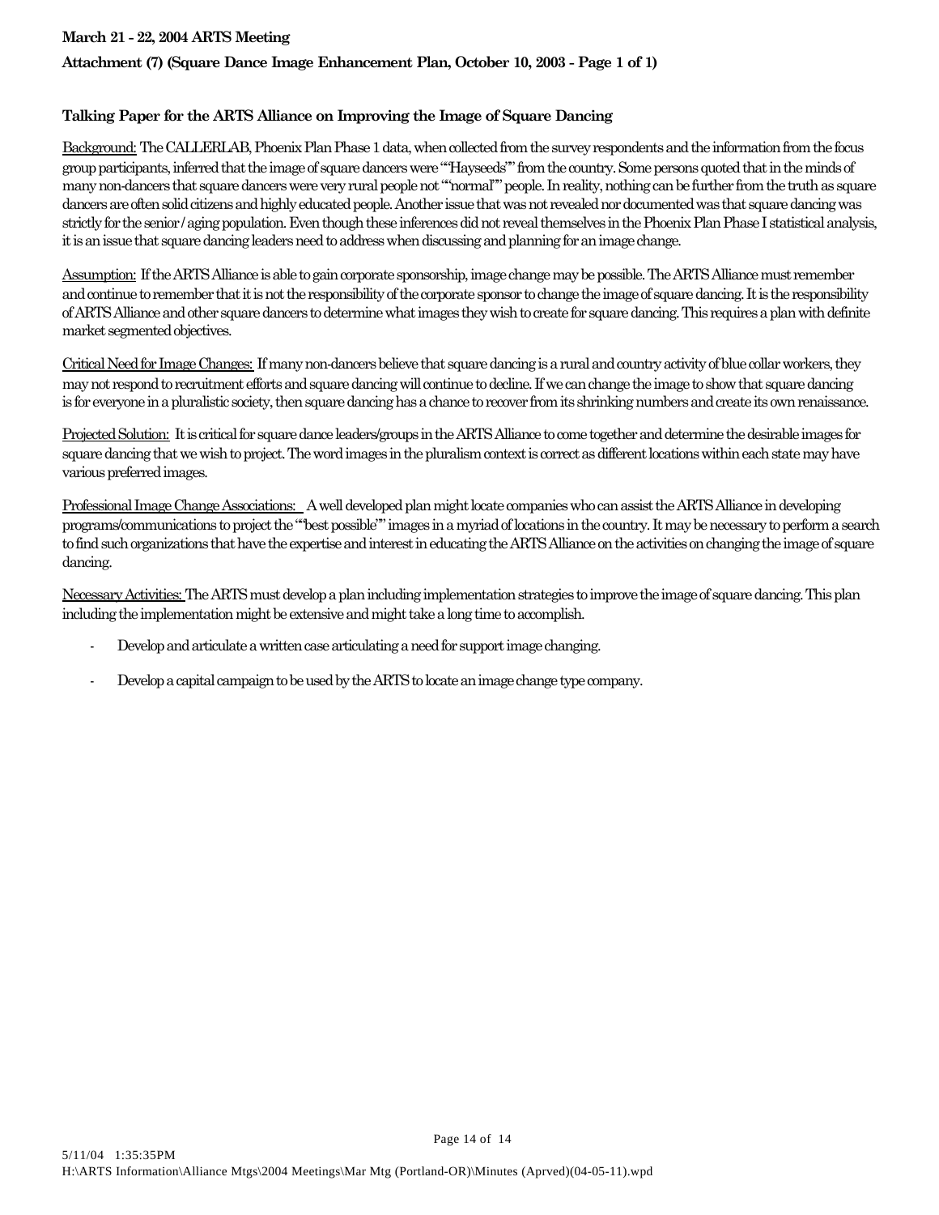**March 21 - 22, 2004 ARTS Meeting**

**Attachment (7) (Square Dance Image Enhancement Plan, October 10, 2003 - Page 1 of 1)**

**Talking Paper for the ARTS Alliance on Improving the Image of Square Dancing**

Background: The CALLERLAB, Phoenix Plan Phase 1 data, when collected from the survey respondents and the information from the focus group participants, inferred that the image of square dancers were "'Hayseeds'" from the country. Some persons quoted that in the minds of many non-dancers that square dancers were very rural people not "'normal'" people. In reality, nothing can be further from the truth as square dancers are often solid citizens and highly educated people. Another issue that was not revealed nor documented was that square dancing was strictly for the senior / aging population. Even though these inferences did not reveal themselves in the Phoenix Plan Phase I statistical analysis, it is an issue that square dancing leaders need to address when discussing and planning for an image change.

Assumption: If the ARTS Alliance is able to gain corporate sponsorship, image change may be possible. The ARTS Alliance must remember and continue to remember that it is not the responsibility of the corporate sponsor to change the image of square dancing. It is the responsibility of ARTS Alliance and other square dancers to determine what images they wish to create for square dancing. This requires a plan with definite market segmented objectives.

Critical Need for Image Changes: If many non-dancers believe that square dancing is a rural and country activity of blue collar workers, they may not respond to recruitment efforts and square dancing will continue to decline. If we can change the image to show that square dancing is for everyone in a pluralistic society, then square dancing has a chance to recover from its shrinking numbers and create its own renaissance.

Projected Solution: It is critical for square dance leaders/groups in the ARTS Alliance to come together and determine the desirable images for square dancing that we wish to project. The word images in the pluralism context is correct as different locations within each state may have various preferred images.

Professional Image Change Associations: A well developed plan might locate companies who can assist the ARTS Alliance in developing programs/communications to project the "'best possible'" images in a myriad of locations in the country. It may be necessary to perform a search to find such organizations that have the expertise and interest in educating the ARTS Alliance on the activities on changing the image of square dancing.

Necessary Activities: The ARTS must develop a plan including implementation strategies to improve the image of square dancing. This plan including the implementation might be extensive and might take a long time to accomplish.

- Develop and articulate a written case articulating a need for support image changing.
- Develop a capital campaign to be used by the ARTS to locate an image change type company.